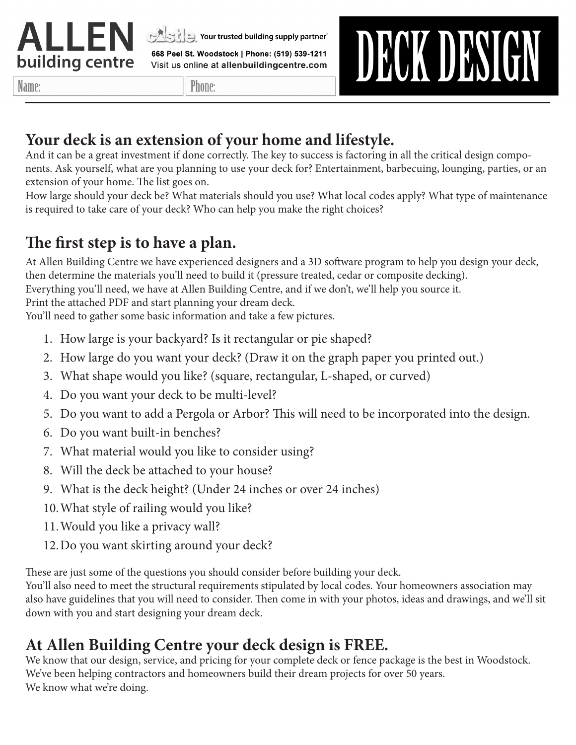# ALLEN building centre

castle Your trusted building supply partner

668 Peel St. Woodstock | Phone: (519) 539-1211
Visit us online at allenbuildingcentre.com

# DECK DESIGN

Name: | Phone:

---

## Your deck is an extension of your home and lifestyle.

And it can be a great investment if done correctly. The key to success is factoring in all the critical design components. Ask yourself, what are you planning to use your deck for? Entertainment, barbecuing, lounging, parties, or an extension of your home. The list goes on.
How large should your deck be? What materials should you use? What local codes apply? What type of maintenance is required to take care of your deck? Who can help you make the right choices?

## The first step is to have a plan.

At Allen Building Centre we have experienced designers and a 3D software program to help you design your deck, then determine the materials you'll need to build it (pressure treated, cedar or composite decking).
Everything you'll need, we have at Allen Building Centre, and if we don't, we'll help you source it.
Print the attached PDF and start planning your dream deck.
You'll need to gather some basic information and take a few pictures.

1. How large is your backyard? Is it rectangular or pie shaped?
2. How large do you want your deck? (Draw it on the graph paper you printed out.)
3. What shape would you like? (square, rectangular, L-shaped, or curved)
4. Do you want your deck to be multi-level?
5. Do you want to add a Pergola or Arbor? This will need to be incorporated into the design.
6. Do you want built-in benches?
7. What material would you like to consider using?
8. Will the deck be attached to your house?
9. What is the deck height? (Under 24 inches or over 24 inches)
10. What style of railing would you like?
11. Would you like a privacy wall?
12. Do you want skirting around your deck?

These are just some of the questions you should consider before building your deck.
You'll also need to meet the structural requirements stipulated by local codes. Your homeowners association may also have guidelines that you will need to consider. Then come in with your photos, ideas and drawings, and we'll sit down with you and start designing your dream deck.

## At Allen Building Centre your deck design is FREE.

We know that our design, service, and pricing for your complete deck or fence package is the best in Woodstock.
We've been helping contractors and homeowners build their dream projects for over 50 years.
We know what we're doing.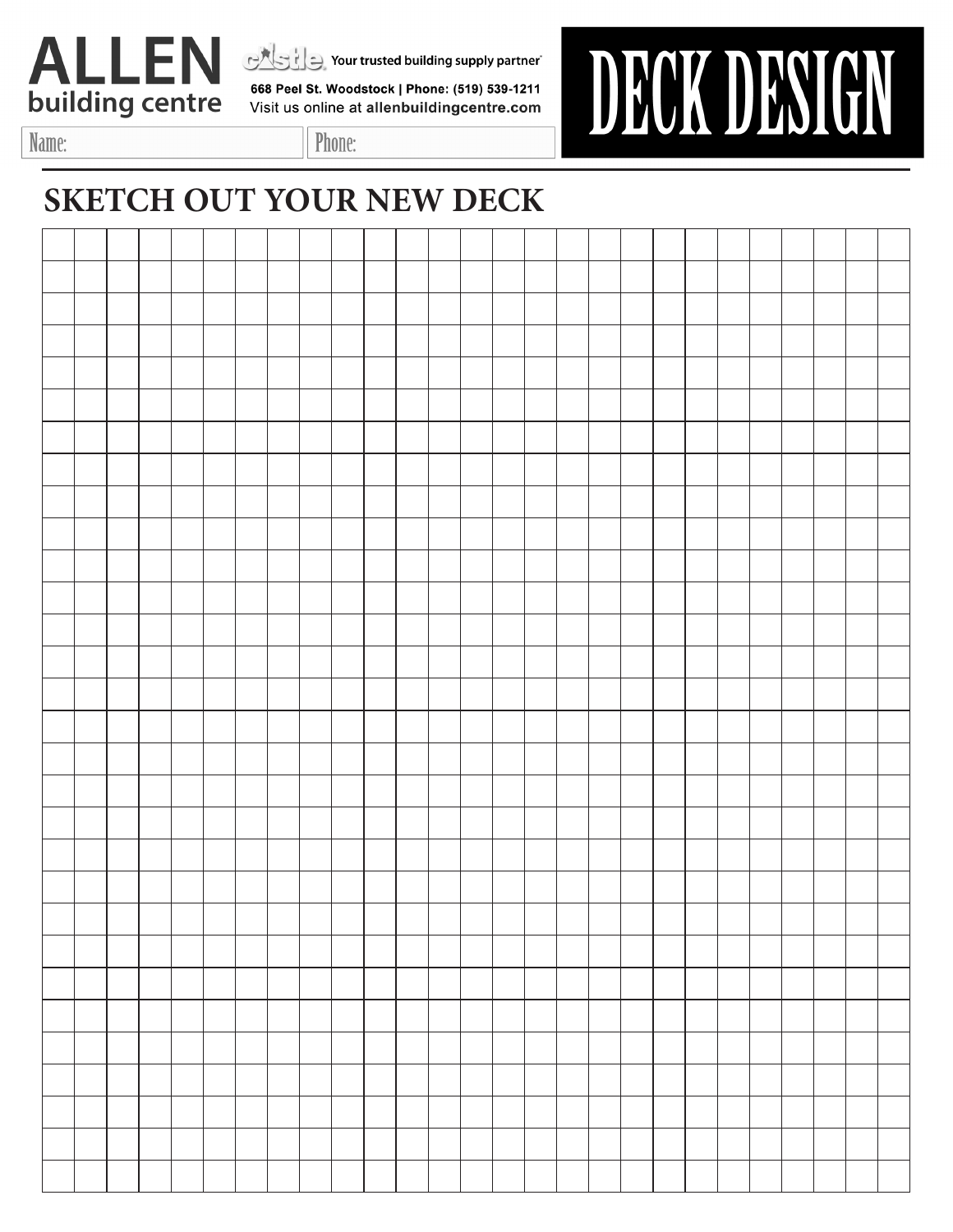# ALLEN building centre

castle Your trusted building supply partner

668 Peel St. Woodstock | Phone: (519) 539-1211

Visit us online at allenbuildingcentre.com

# DECK DESIGN

Name:

Phone:

## SKETCH OUT YOUR NEW DECK